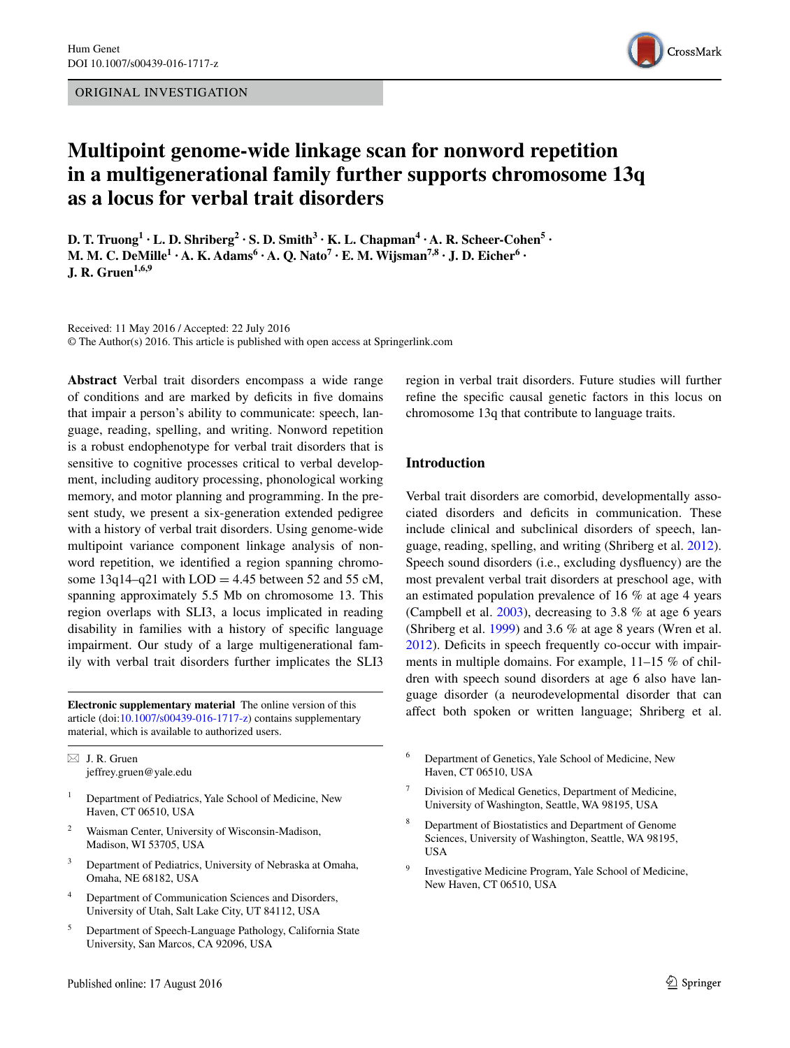ORIGINAL INVESTIGATION

# Multipoint genome-wide linkage scan for nonword repetition in a multigenerational family further supports chromosome 13q as a locus for verbal trait disorders

**D. T. Truong[1] · L. D. Shriberg[2] · S. D. Smith[3] · K. L. Chapman[4] · A. R. Scheer-Cohen[5] · M. M. C. DeMille[1] · A. K. Adams[6] · A. Q. Nato[7] · E. M. Wijsman[7,8] · J. D. Eicher[6] · J. R. Gruen[1,6,9]**

Received: 11 May 2016 / Accepted: 22 July 2016
© The Author(s) 2016. This article is published with open access at Springerlink.com

**Abstract** Verbal trait disorders encompass a wide range of conditions and are marked by deficits in five domains that impair a person's ability to communicate: speech, language, reading, spelling, and writing. Nonword repetition is a robust endophenotype for verbal trait disorders that is sensitive to cognitive processes critical to verbal development, including auditory processing, phonological working memory, and motor planning and programming. In the present study, we present a six-generation extended pedigree with a history of verbal trait disorders. Using genome-wide multipoint variance component linkage analysis of nonword repetition, we identified a region spanning chromosome 13q14–q21 with LOD = 4.45 between 52 and 55 cM, spanning approximately 5.5 Mb on chromosome 13. This region overlaps with SLI3, a locus implicated in reading disability in families with a history of specific language impairment. Our study of a large multigenerational family with verbal trait disorders further implicates the SLI3 region in verbal trait disorders. Future studies will further refine the specific causal genetic factors in this locus on chromosome 13q that contribute to language traits.

**Electronic supplementary material** The online version of this article (doi:10.1007/s00439-016-1717-z) contains supplementary material, which is available to authorized users.

✉ J. R. Gruen
jeffrey.gruen@yale.edu

[1] Department of Pediatrics, Yale School of Medicine, New Haven, CT 06510, USA

[2] Waisman Center, University of Wisconsin-Madison, Madison, WI 53705, USA

[3] Department of Pediatrics, University of Nebraska at Omaha, Omaha, NE 68182, USA

[4] Department of Communication Sciences and Disorders, University of Utah, Salt Lake City, UT 84112, USA

[5] Department of Speech-Language Pathology, California State University, San Marcos, CA 92096, USA

[6] Department of Genetics, Yale School of Medicine, New Haven, CT 06510, USA

[7] Division of Medical Genetics, Department of Medicine, University of Washington, Seattle, WA 98195, USA

[8] Department of Biostatistics and Department of Genome Sciences, University of Washington, Seattle, WA 98195, USA

[9] Investigative Medicine Program, Yale School of Medicine, New Haven, CT 06510, USA

## Introduction

Verbal trait disorders are comorbid, developmentally associated disorders and deficits in communication. These include clinical and subclinical disorders of speech, language, reading, spelling, and writing (Shriberg et al. 2012). Speech sound disorders (i.e., excluding dysfluency) are the most prevalent verbal trait disorders at preschool age, with an estimated population prevalence of 16 % at age 4 years (Campbell et al. 2003), decreasing to 3.8 % at age 6 years (Shriberg et al. 1999) and 3.6 % at age 8 years (Wren et al. 2012). Deficits in speech frequently co-occur with impairments in multiple domains. For example, 11–15 % of children with speech sound disorders at age 6 also have language disorder (a neurodevelopmental disorder that can affect both spoken or written language; Shriberg et al.

Published online: 17 August 2016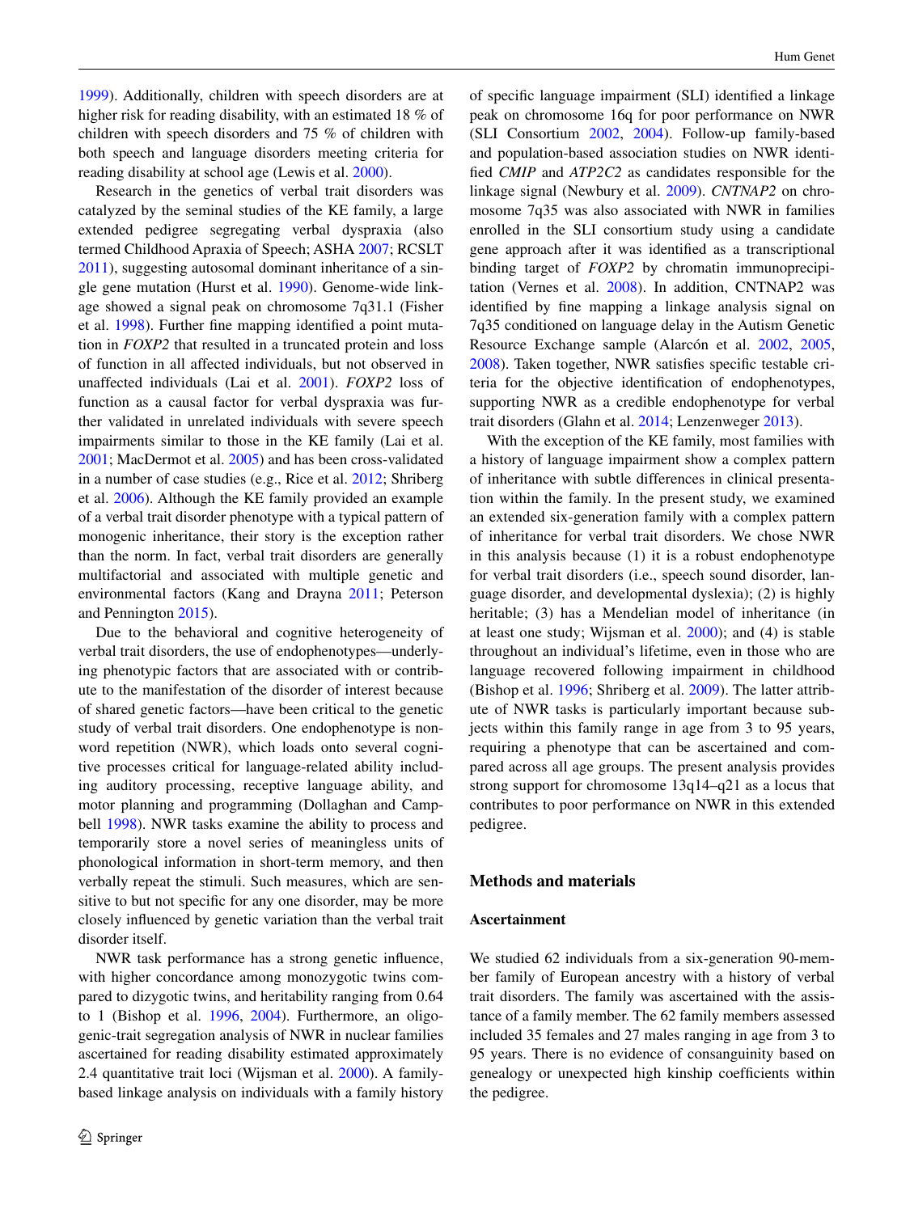1999). Additionally, children with speech disorders are at higher risk for reading disability, with an estimated 18 % of children with speech disorders and 75 % of children with both speech and language disorders meeting criteria for reading disability at school age (Lewis et al. 2000).

Research in the genetics of verbal trait disorders was catalyzed by the seminal studies of the KE family, a large extended pedigree segregating verbal dyspraxia (also termed Childhood Apraxia of Speech; ASHA 2007; RCSLT 2011), suggesting autosomal dominant inheritance of a single gene mutation (Hurst et al. 1990). Genome-wide linkage showed a signal peak on chromosome 7q31.1 (Fisher et al. 1998). Further fine mapping identified a point mutation in *FOXP2* that resulted in a truncated protein and loss of function in all affected individuals, but not observed in unaffected individuals (Lai et al. 2001). *FOXP2* loss of function as a causal factor for verbal dyspraxia was further validated in unrelated individuals with severe speech impairments similar to those in the KE family (Lai et al. 2001; MacDermot et al. 2005) and has been cross-validated in a number of case studies (e.g., Rice et al. 2012; Shriberg et al. 2006). Although the KE family provided an example of a verbal trait disorder phenotype with a typical pattern of monogenic inheritance, their story is the exception rather than the norm. In fact, verbal trait disorders are generally multifactorial and associated with multiple genetic and environmental factors (Kang and Drayna 2011; Peterson and Pennington 2015).

Due to the behavioral and cognitive heterogeneity of verbal trait disorders, the use of endophenotypes—underlying phenotypic factors that are associated with or contribute to the manifestation of the disorder of interest because of shared genetic factors—have been critical to the genetic study of verbal trait disorders. One endophenotype is nonword repetition (NWR), which loads onto several cognitive processes critical for language-related ability including auditory processing, receptive language ability, and motor planning and programming (Dollaghan and Campbell 1998). NWR tasks examine the ability to process and temporarily store a novel series of meaningless units of phonological information in short-term memory, and then verbally repeat the stimuli. Such measures, which are sensitive to but not specific for any one disorder, may be more closely influenced by genetic variation than the verbal trait disorder itself.

NWR task performance has a strong genetic influence, with higher concordance among monozygotic twins compared to dizygotic twins, and heritability ranging from 0.64 to 1 (Bishop et al. 1996, 2004). Furthermore, an oligogenic-trait segregation analysis of NWR in nuclear families ascertained for reading disability estimated approximately 2.4 quantitative trait loci (Wijsman et al. 2000). A family-based linkage analysis on individuals with a family history of specific language impairment (SLI) identified a linkage peak on chromosome 16q for poor performance on NWR (SLI Consortium 2002, 2004). Follow-up family-based and population-based association studies on NWR identified *CMIP* and *ATP2C2* as candidates responsible for the linkage signal (Newbury et al. 2009). *CNTNAP2* on chromosome 7q35 was also associated with NWR in families enrolled in the SLI consortium study using a candidate gene approach after it was identified as a transcriptional binding target of *FOXP2* by chromatin immunoprecipitation (Vernes et al. 2008). In addition, CNTNAP2 was identified by fine mapping a linkage analysis signal on 7q35 conditioned on language delay in the Autism Genetic Resource Exchange sample (Alarcón et al. 2002, 2005, 2008). Taken together, NWR satisfies specific testable criteria for the objective identification of endophenotypes, supporting NWR as a credible endophenotype for verbal trait disorders (Glahn et al. 2014; Lenzenweger 2013).

With the exception of the KE family, most families with a history of language impairment show a complex pattern of inheritance with subtle differences in clinical presentation within the family. In the present study, we examined an extended six-generation family with a complex pattern of inheritance for verbal trait disorders. We chose NWR in this analysis because (1) it is a robust endophenotype for verbal trait disorders (i.e., speech sound disorder, language disorder, and developmental dyslexia); (2) is highly heritable; (3) has a Mendelian model of inheritance (in at least one study; Wijsman et al. 2000); and (4) is stable throughout an individual's lifetime, even in those who are language recovered following impairment in childhood (Bishop et al. 1996; Shriberg et al. 2009). The latter attribute of NWR tasks is particularly important because subjects within this family range in age from 3 to 95 years, requiring a phenotype that can be ascertained and compared across all age groups. The present analysis provides strong support for chromosome 13q14–q21 as a locus that contributes to poor performance on NWR in this extended pedigree.

## Methods and materials

### Ascertainment

We studied 62 individuals from a six-generation 90-member family of European ancestry with a history of verbal trait disorders. The family was ascertained with the assistance of a family member. The 62 family members assessed included 35 females and 27 males ranging in age from 3 to 95 years. There is no evidence of consanguinity based on genealogy or unexpected high kinship coefficients within the pedigree.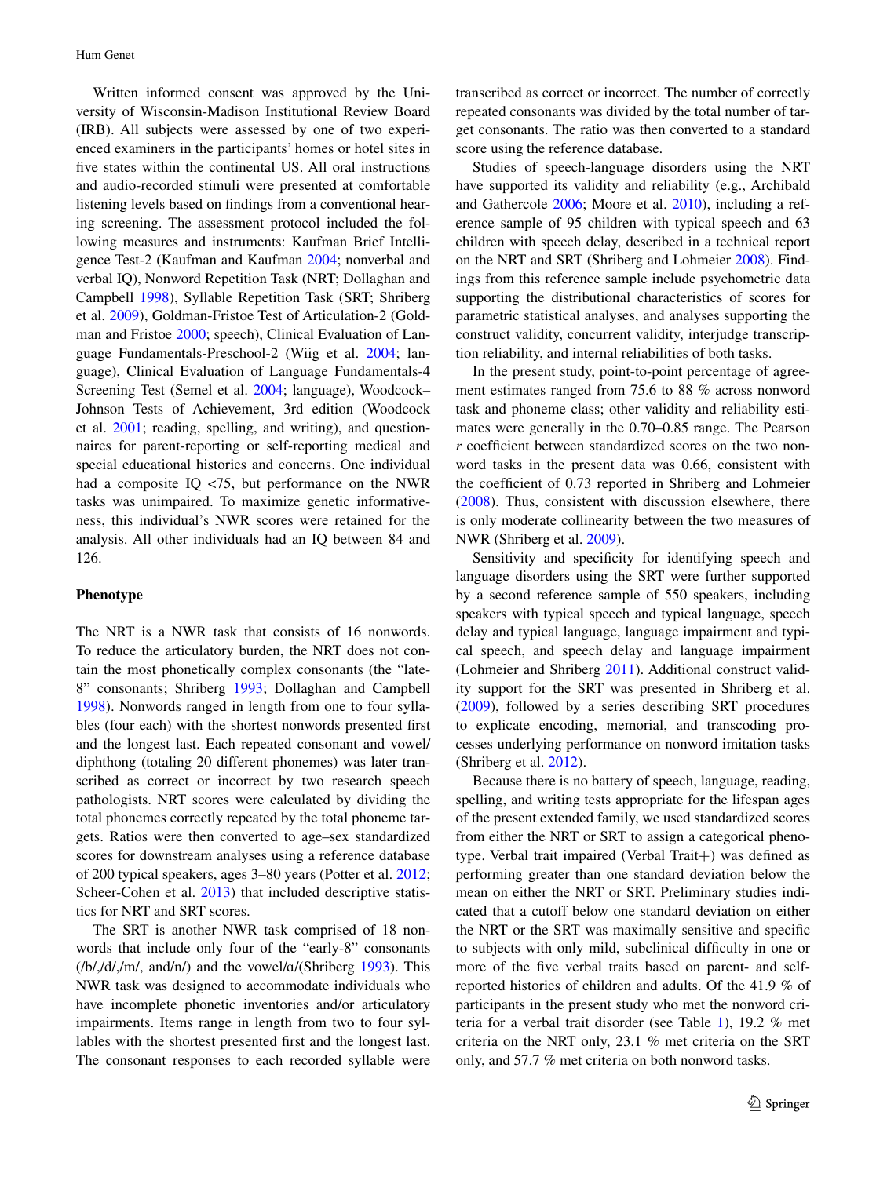Written informed consent was approved by the University of Wisconsin-Madison Institutional Review Board (IRB). All subjects were assessed by one of two experienced examiners in the participants' homes or hotel sites in five states within the continental US. All oral instructions and audio-recorded stimuli were presented at comfortable listening levels based on findings from a conventional hearing screening. The assessment protocol included the following measures and instruments: Kaufman Brief Intelligence Test-2 (Kaufman and Kaufman 2004; nonverbal and verbal IQ), Nonword Repetition Task (NRT; Dollaghan and Campbell 1998), Syllable Repetition Task (SRT; Shriberg et al. 2009), Goldman-Fristoe Test of Articulation-2 (Goldman and Fristoe 2000; speech), Clinical Evaluation of Language Fundamentals-Preschool-2 (Wiig et al. 2004; language), Clinical Evaluation of Language Fundamentals-4 Screening Test (Semel et al. 2004; language), Woodcock–Johnson Tests of Achievement, 3rd edition (Woodcock et al. 2001; reading, spelling, and writing), and questionnaires for parent-reporting or self-reporting medical and special educational histories and concerns. One individual had a composite IQ <75, but performance on the NWR tasks was unimpaired. To maximize genetic informativeness, this individual's NWR scores were retained for the analysis. All other individuals had an IQ between 84 and 126.

## Phenotype

The NRT is a NWR task that consists of 16 nonwords. To reduce the articulatory burden, the NRT does not contain the most phonetically complex consonants (the "late-8" consonants; Shriberg 1993; Dollaghan and Campbell 1998). Nonwords ranged in length from one to four syllables (four each) with the shortest nonwords presented first and the longest last. Each repeated consonant and vowel/diphthong (totaling 20 different phonemes) was later transcribed as correct or incorrect by two research speech pathologists. NRT scores were calculated by dividing the total phonemes correctly repeated by the total phoneme targets. Ratios were then converted to age–sex standardized scores for downstream analyses using a reference database of 200 typical speakers, ages 3–80 years (Potter et al. 2012; Scheer-Cohen et al. 2013) that included descriptive statistics for NRT and SRT scores.

The SRT is another NWR task comprised of 18 nonwords that include only four of the "early-8" consonants (/b/,/d/,/m/, and/n/) and the vowel/ɑ/(Shriberg 1993). This NWR task was designed to accommodate individuals who have incomplete phonetic inventories and/or articulatory impairments. Items range in length from two to four syllables with the shortest presented first and the longest last. The consonant responses to each recorded syllable were transcribed as correct or incorrect. The number of correctly repeated consonants was divided by the total number of target consonants. The ratio was then converted to a standard score using the reference database.

Studies of speech-language disorders using the NRT have supported its validity and reliability (e.g., Archibald and Gathercole 2006; Moore et al. 2010), including a reference sample of 95 children with typical speech and 63 children with speech delay, described in a technical report on the NRT and SRT (Shriberg and Lohmeier 2008). Findings from this reference sample include psychometric data supporting the distributional characteristics of scores for parametric statistical analyses, and analyses supporting the construct validity, concurrent validity, interjudge transcription reliability, and internal reliabilities of both tasks.

In the present study, point-to-point percentage of agreement estimates ranged from 75.6 to 88 % across nonword task and phoneme class; other validity and reliability estimates were generally in the 0.70–0.85 range. The Pearson $r$ coefficient between standardized scores on the two nonword tasks in the present data was 0.66, consistent with the coefficient of 0.73 reported in Shriberg and Lohmeier (2008). Thus, consistent with discussion elsewhere, there is only moderate collinearity between the two measures of NWR (Shriberg et al. 2009).

Sensitivity and specificity for identifying speech and language disorders using the SRT were further supported by a second reference sample of 550 speakers, including speakers with typical speech and typical language, speech delay and typical language, language impairment and typical speech, and speech delay and language impairment (Lohmeier and Shriberg 2011). Additional construct validity support for the SRT was presented in Shriberg et al. (2009), followed by a series describing SRT procedures to explicate encoding, memorial, and transcoding processes underlying performance on nonword imitation tasks (Shriberg et al. 2012).

Because there is no battery of speech, language, reading, spelling, and writing tests appropriate for the lifespan ages of the present extended family, we used standardized scores from either the NRT or SRT to assign a categorical phenotype. Verbal trait impaired (Verbal Trait+) was defined as performing greater than one standard deviation below the mean on either the NRT or SRT. Preliminary studies indicated that a cutoff below one standard deviation on either the NRT or the SRT was maximally sensitive and specific to subjects with only mild, subclinical difficulty in one or more of the five verbal traits based on parent- and self-reported histories of children and adults. Of the 41.9 % of participants in the present study who met the nonword criteria for a verbal trait disorder (see Table 1), 19.2 % met criteria on the NRT only, 23.1 % met criteria on the SRT only, and 57.7 % met criteria on both nonword tasks.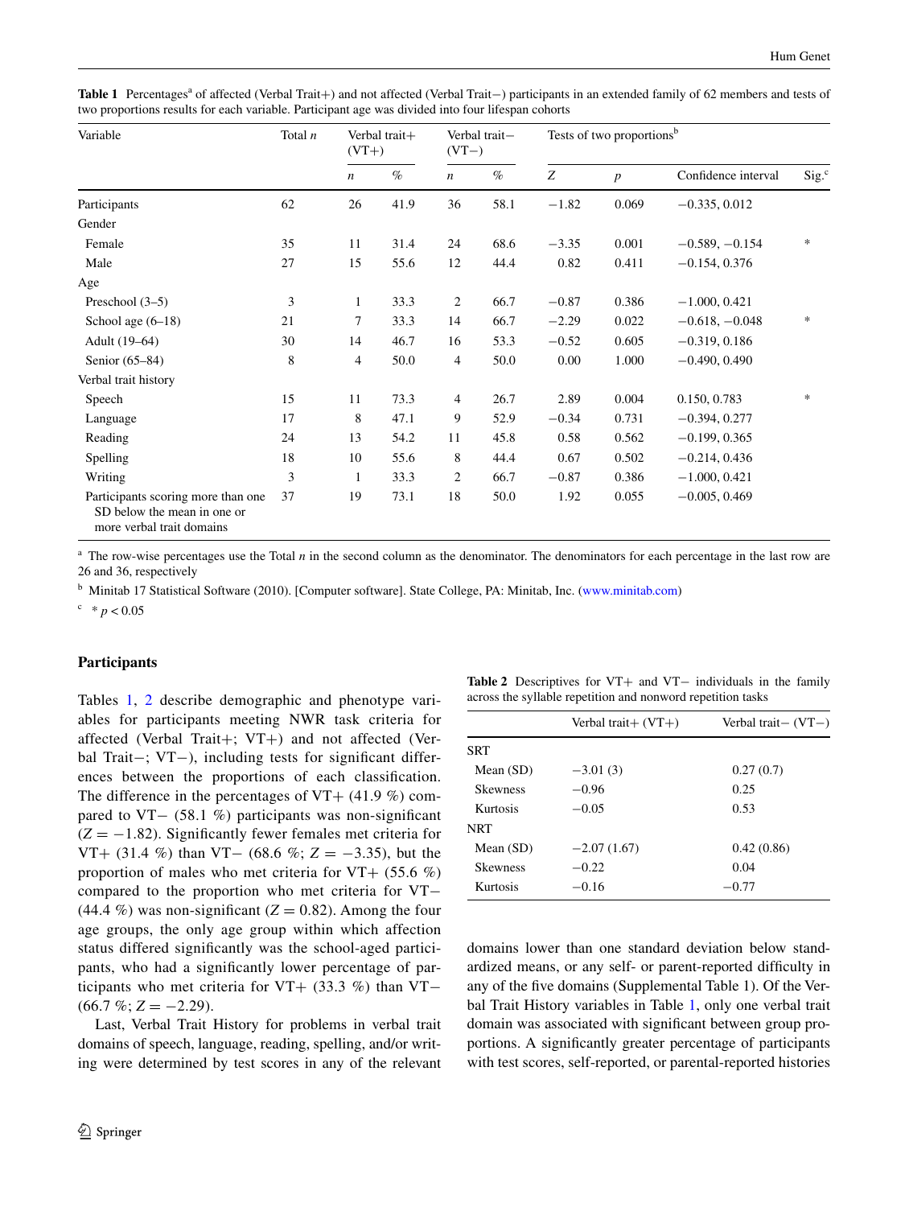**Table 1** Percentages[a] of affected (Verbal Trait+) and not affected (Verbal Trait−) participants in an extended family of 62 members and tests of two proportions results for each variable. Participant age was divided into four lifespan cohorts

| Variable | Total *n* | Verbal trait+ (VT+) | | Verbal trait− (VT−) | | Tests of two proportions[b] | | | |
|---|---|---|---|---|---|---|---|---|---|
| | | *n* | % | *n* | % | *Z* | *p* | Confidence interval | Sig.[c] |
| Participants | 62 | 26 | 41.9 | 36 | 58.1 | −1.82 | 0.069 | −0.335, 0.012 | |
| Gender | | | | | | | | | |
| Female | 35 | 11 | 31.4 | 24 | 68.6 | −3.35 | 0.001 | −0.589, −0.154 | * |
| Male | 27 | 15 | 55.6 | 12 | 44.4 | 0.82 | 0.411 | −0.154, 0.376 | |
| Age | | | | | | | | | |
| Preschool (3–5) | 3 | 1 | 33.3 | 2 | 66.7 | −0.87 | 0.386 | −1.000, 0.421 | |
| School age (6–18) | 21 | 7 | 33.3 | 14 | 66.7 | −2.29 | 0.022 | −0.618, −0.048 | * |
| Adult (19–64) | 30 | 14 | 46.7 | 16 | 53.3 | −0.52 | 0.605 | −0.319, 0.186 | |
| Senior (65–84) | 8 | 4 | 50.0 | 4 | 50.0 | 0.00 | 1.000 | −0.490, 0.490 | |
| Verbal trait history | | | | | | | | | |
| Speech | 15 | 11 | 73.3 | 4 | 26.7 | 2.89 | 0.004 | 0.150, 0.783 | * |
| Language | 17 | 8 | 47.1 | 9 | 52.9 | −0.34 | 0.731 | −0.394, 0.277 | |
| Reading | 24 | 13 | 54.2 | 11 | 45.8 | 0.58 | 0.562 | −0.199, 0.365 | |
| Spelling | 18 | 10 | 55.6 | 8 | 44.4 | 0.67 | 0.502 | −0.214, 0.436 | |
| Writing | 3 | 1 | 33.3 | 2 | 66.7 | −0.87 | 0.386 | −1.000, 0.421 | |
| Participants scoring more than one SD below the mean in one or more verbal trait domains | 37 | 19 | 73.1 | 18 | 50.0 | 1.92 | 0.055 | −0.005, 0.469 | |

[a] The row-wise percentages use the Total *n* in the second column as the denominator. The denominators for each percentage in the last row are 26 and 36, respectively

[b] Minitab 17 Statistical Software (2010). [Computer software]. State College, PA: Minitab, Inc. (www.minitab.com)

[c] * $p < 0.05$

## Participants

Tables 1, 2 describe demographic and phenotype variables for participants meeting NWR task criteria for affected (Verbal Trait+; VT+) and not affected (Verbal Trait−; VT−), including tests for significant differences between the proportions of each classification. The difference in the percentages of VT+ (41.9 %) compared to VT− (58.1 %) participants was non-significant ($Z = -1.82$). Significantly fewer females met criteria for VT+ (31.4 %) than VT− (68.6 %; $Z = -3.35$), but the proportion of males who met criteria for VT+ (55.6 %) compared to the proportion who met criteria for VT− (44.4 %) was non-significant ($Z = 0.82$). Among the four age groups, the only age group within which affection status differed significantly was the school-aged participants, who had a significantly lower percentage of participants who met criteria for VT+ (33.3 %) than VT− (66.7 %; $Z = -2.29$).

Last, Verbal Trait History for problems in verbal trait domains of speech, language, reading, spelling, and/or writing were determined by test scores in any of the relevant domains lower than one standard deviation below standardized means, or any self- or parent-reported difficulty in any of the five domains (Supplemental Table 1). Of the Verbal Trait History variables in Table 1, only one verbal trait domain was associated with significant between group proportions. A significantly greater percentage of participants with test scores, self-reported, or parental-reported histories

**Table 2** Descriptives for VT+ and VT− individuals in the family across the syllable repetition and nonword repetition tasks

| | Verbal trait+ (VT+) | Verbal trait− (VT−) |
|---|---|---|
| SRT | | |
| Mean (SD) | −3.01 (3) | 0.27 (0.7) |
| Skewness | −0.96 | 0.25 |
| Kurtosis | −0.05 | 0.53 |
| NRT | | |
| Mean (SD) | −2.07 (1.67) | 0.42 (0.86) |
| Skewness | −0.22 | 0.04 |
| Kurtosis | −0.16 | −0.77 |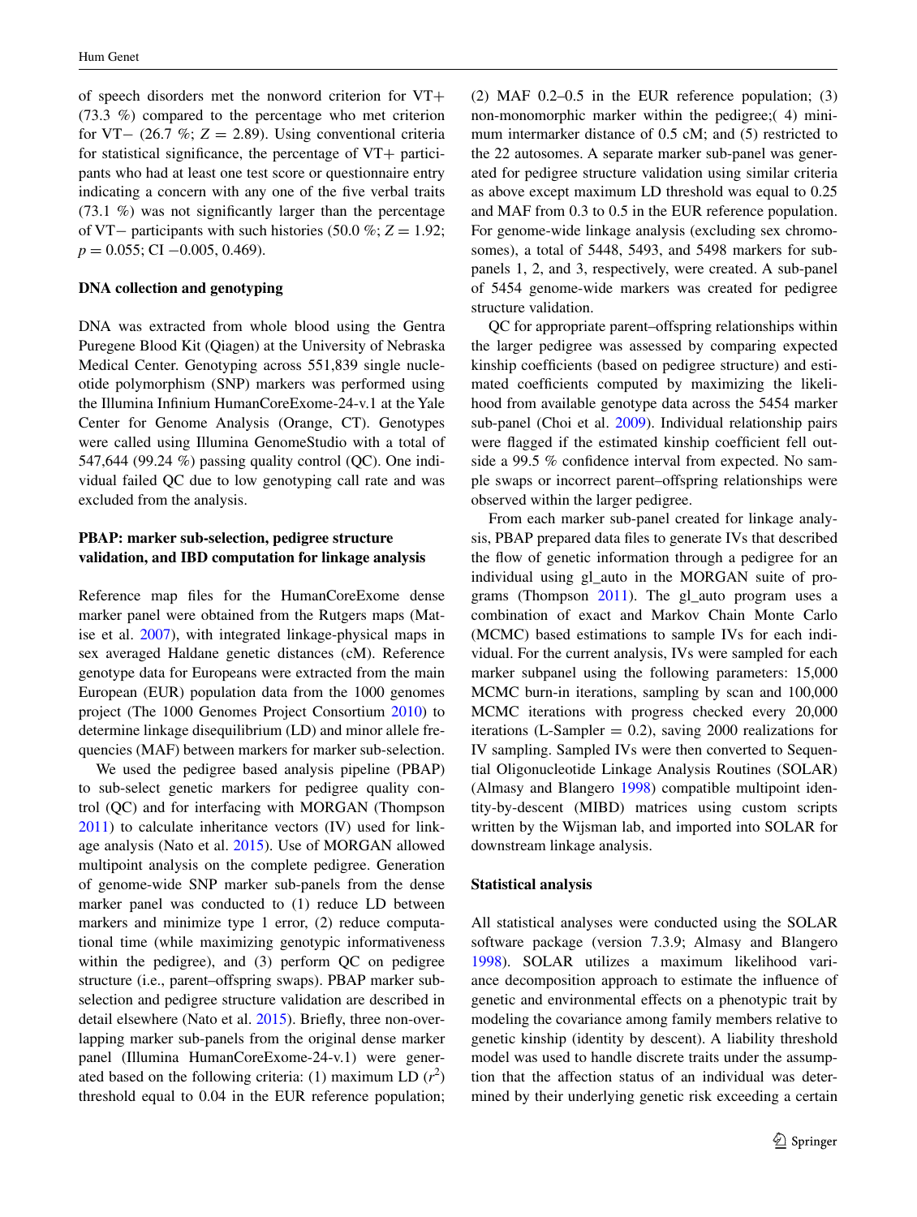of speech disorders met the nonword criterion for VT+ (73.3 %) compared to the percentage who met criterion for VT− (26.7 %; $Z = 2.89$). Using conventional criteria for statistical significance, the percentage of VT+ participants who had at least one test score or questionnaire entry indicating a concern with any one of the five verbal traits (73.1 %) was not significantly larger than the percentage of VT− participants with such histories (50.0 %; $Z = 1.92$; $p = 0.055$; CI −0.005, 0.469).

### DNA collection and genotyping

DNA was extracted from whole blood using the Gentra Puregene Blood Kit (Qiagen) at the University of Nebraska Medical Center. Genotyping across 551,839 single nucleotide polymorphism (SNP) markers was performed using the Illumina Infinium HumanCoreExome-24-v.1 at the Yale Center for Genome Analysis (Orange, CT). Genotypes were called using Illumina GenomeStudio with a total of 547,644 (99.24 %) passing quality control (QC). One individual failed QC due to low genotyping call rate and was excluded from the analysis.

### PBAP: marker sub-selection, pedigree structure validation, and IBD computation for linkage analysis

Reference map files for the HumanCoreExome dense marker panel were obtained from the Rutgers maps (Matise et al. 2007), with integrated linkage-physical maps in sex averaged Haldane genetic distances (cM). Reference genotype data for Europeans were extracted from the main European (EUR) population data from the 1000 genomes project (The 1000 Genomes Project Consortium 2010) to determine linkage disequilibrium (LD) and minor allele frequencies (MAF) between markers for marker sub-selection.

We used the pedigree based analysis pipeline (PBAP) to sub-select genetic markers for pedigree quality control (QC) and for interfacing with MORGAN (Thompson 2011) to calculate inheritance vectors (IV) used for linkage analysis (Nato et al. 2015). Use of MORGAN allowed multipoint analysis on the complete pedigree. Generation of genome-wide SNP marker sub-panels from the dense marker panel was conducted to (1) reduce LD between markers and minimize type 1 error, (2) reduce computational time (while maximizing genotypic informativeness within the pedigree), and (3) perform QC on pedigree structure (i.e., parent–offspring swaps). PBAP marker sub-selection and pedigree structure validation are described in detail elsewhere (Nato et al. 2015). Briefly, three non-overlapping marker sub-panels from the original dense marker panel (Illumina HumanCoreExome-24-v.1) were generated based on the following criteria: (1) maximum LD ($r^2$) threshold equal to 0.04 in the EUR reference population; (2) MAF 0.2–0.5 in the EUR reference population; (3) non-monomorphic marker within the pedigree;( 4) minimum intermarker distance of 0.5 cM; and (5) restricted to the 22 autosomes. A separate marker sub-panel was generated for pedigree structure validation using similar criteria as above except maximum LD threshold was equal to 0.25 and MAF from 0.3 to 0.5 in the EUR reference population. For genome-wide linkage analysis (excluding sex chromosomes), a total of 5448, 5493, and 5498 markers for subpanels 1, 2, and 3, respectively, were created. A sub-panel of 5454 genome-wide markers was created for pedigree structure validation.

QC for appropriate parent–offspring relationships within the larger pedigree was assessed by comparing expected kinship coefficients (based on pedigree structure) and estimated coefficients computed by maximizing the likelihood from available genotype data across the 5454 marker sub-panel (Choi et al. 2009). Individual relationship pairs were flagged if the estimated kinship coefficient fell outside a 99.5 % confidence interval from expected. No sample swaps or incorrect parent–offspring relationships were observed within the larger pedigree.

From each marker sub-panel created for linkage analysis, PBAP prepared data files to generate IVs that described the flow of genetic information through a pedigree for an individual using gl_auto in the MORGAN suite of programs (Thompson 2011). The gl_auto program uses a combination of exact and Markov Chain Monte Carlo (MCMC) based estimations to sample IVs for each individual. For the current analysis, IVs were sampled for each marker subpanel using the following parameters: 15,000 MCMC burn-in iterations, sampling by scan and 100,000 MCMC iterations with progress checked every 20,000 iterations (L-Sampler = 0.2), saving 2000 realizations for IV sampling. Sampled IVs were then converted to Sequential Oligonucleotide Linkage Analysis Routines (SOLAR) (Almasy and Blangero 1998) compatible multipoint identity-by-descent (MIBD) matrices using custom scripts written by the Wijsman lab, and imported into SOLAR for downstream linkage analysis.

### Statistical analysis

All statistical analyses were conducted using the SOLAR software package (version 7.3.9; Almasy and Blangero 1998). SOLAR utilizes a maximum likelihood variance decomposition approach to estimate the influence of genetic and environmental effects on a phenotypic trait by modeling the covariance among family members relative to genetic kinship (identity by descent). A liability threshold model was used to handle discrete traits under the assumption that the affection status of an individual was determined by their underlying genetic risk exceeding a certain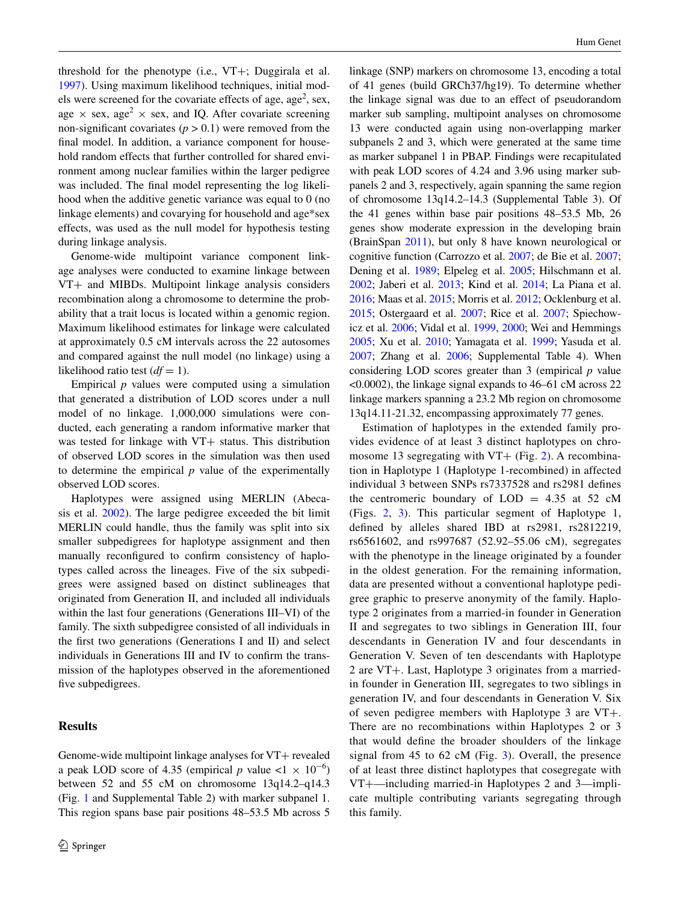threshold for the phenotype (i.e., VT+; Duggirala et al. 1997). Using maximum likelihood techniques, initial models were screened for the covariate effects of age, age$^2$, sex, age × sex, age$^2$ × sex, and IQ. After covariate screening non-significant covariates ($p > 0.1$) were removed from the final model. In addition, a variance component for household random effects that further controlled for shared environment among nuclear families within the larger pedigree was included. The final model representing the log likelihood when the additive genetic variance was equal to 0 (no linkage elements) and covarying for household and age*sex effects, was used as the null model for hypothesis testing during linkage analysis.

Genome-wide multipoint variance component linkage analyses were conducted to examine linkage between VT+ and MIBDs. Multipoint linkage analysis considers recombination along a chromosome to determine the probability that a trait locus is located within a genomic region. Maximum likelihood estimates for linkage were calculated at approximately 0.5 cM intervals across the 22 autosomes and compared against the null model (no linkage) using a likelihood ratio test ($df = 1$).

Empirical $p$ values were computed using a simulation that generated a distribution of LOD scores under a null model of no linkage. 1,000,000 simulations were conducted, each generating a random informative marker that was tested for linkage with VT+ status. This distribution of observed LOD scores in the simulation was then used to determine the empirical $p$ value of the experimentally observed LOD scores.

Haplotypes were assigned using MERLIN (Abecasis et al. 2002). The large pedigree exceeded the bit limit MERLIN could handle, thus the family was split into six smaller subpedigrees for haplotype assignment and then manually reconfigured to confirm consistency of haplotypes called across the lineages. Five of the six subpedigrees were assigned based on distinct sublineages that originated from Generation II, and included all individuals within the last four generations (Generations III–VI) of the family. The sixth subpedigree consisted of all individuals in the first two generations (Generations I and II) and select individuals in Generations III and IV to confirm the transmission of the haplotypes observed in the aforementioned five subpedigrees.

## Results

Genome-wide multipoint linkage analyses for VT+ revealed a peak LOD score of 4.35 (empirical $p$ value $<1 \times 10^{-6}$) between 52 and 55 cM on chromosome 13q14.2–q14.3 (Fig. 1 and Supplemental Table 2) with marker subpanel 1. This region spans base pair positions 48–53.5 Mb across 5 linkage (SNP) markers on chromosome 13, encoding a total of 41 genes (build GRCh37/hg19). To determine whether the linkage signal was due to an effect of pseudorandom marker sub sampling, multipoint analyses on chromosome 13 were conducted again using non-overlapping marker subpanels 2 and 3, which were generated at the same time as marker subpanel 1 in PBAP. Findings were recapitulated with peak LOD scores of 4.24 and 3.96 using marker subpanels 2 and 3, respectively, again spanning the same region of chromosome 13q14.2–14.3 (Supplemental Table 3). Of the 41 genes within base pair positions 48–53.5 Mb, 26 genes show moderate expression in the developing brain (BrainSpan 2011), but only 8 have known neurological or cognitive function (Carrozzo et al. 2007; de Bie et al. 2007; Dening et al. 1989; Elpeleg et al. 2005; Hilschmann et al. 2002; Jaberi et al. 2013; Kind et al. 2014; La Piana et al. 2016; Maas et al. 2015; Morris et al. 2012; Ocklenburg et al. 2015; Ostergaard et al. 2007; Rice et al. 2007; Spiechowicz et al. 2006; Vidal et al. 1999, 2000; Wei and Hemmings 2005; Xu et al. 2010; Yamagata et al. 1999; Yasuda et al. 2007; Zhang et al. 2006; Supplemental Table 4). When considering LOD scores greater than 3 (empirical $p$ value $<0.0002$), the linkage signal expands to 46–61 cM across 22 linkage markers spanning a 23.2 Mb region on chromosome 13q14.11-21.32, encompassing approximately 77 genes.

Estimation of haplotypes in the extended family provides evidence of at least 3 distinct haplotypes on chromosome 13 segregating with VT+ (Fig. 2). A recombination in Haplotype 1 (Haplotype 1-recombined) in affected individual 3 between SNPs rs7337528 and rs2981 defines the centromeric boundary of LOD = 4.35 at 52 cM (Figs. 2, 3). This particular segment of Haplotype 1, defined by alleles shared IBD at rs2981, rs2812219, rs6561602, and rs997687 (52.92–55.06 cM), segregates with the phenotype in the lineage originated by a founder in the oldest generation. For the remaining information, data are presented without a conventional haplotype pedigree graphic to preserve anonymity of the family. Haplotype 2 originates from a married-in founder in Generation II and segregates to two siblings in Generation III, four descendants in Generation IV and four descendants in Generation V. Seven of ten descendants with Haplotype 2 are VT+. Last, Haplotype 3 originates from a married-in founder in Generation III, segregates to two siblings in generation IV, and four descendants in Generation V. Six of seven pedigree members with Haplotype 3 are VT+. There are no recombinations within Haplotypes 2 or 3 that would define the broader shoulders of the linkage signal from 45 to 62 cM (Fig. 3). Overall, the presence of at least three distinct haplotypes that cosegregate with VT+—including married-in Haplotypes 2 and 3—implicate multiple contributing variants segregating through this family.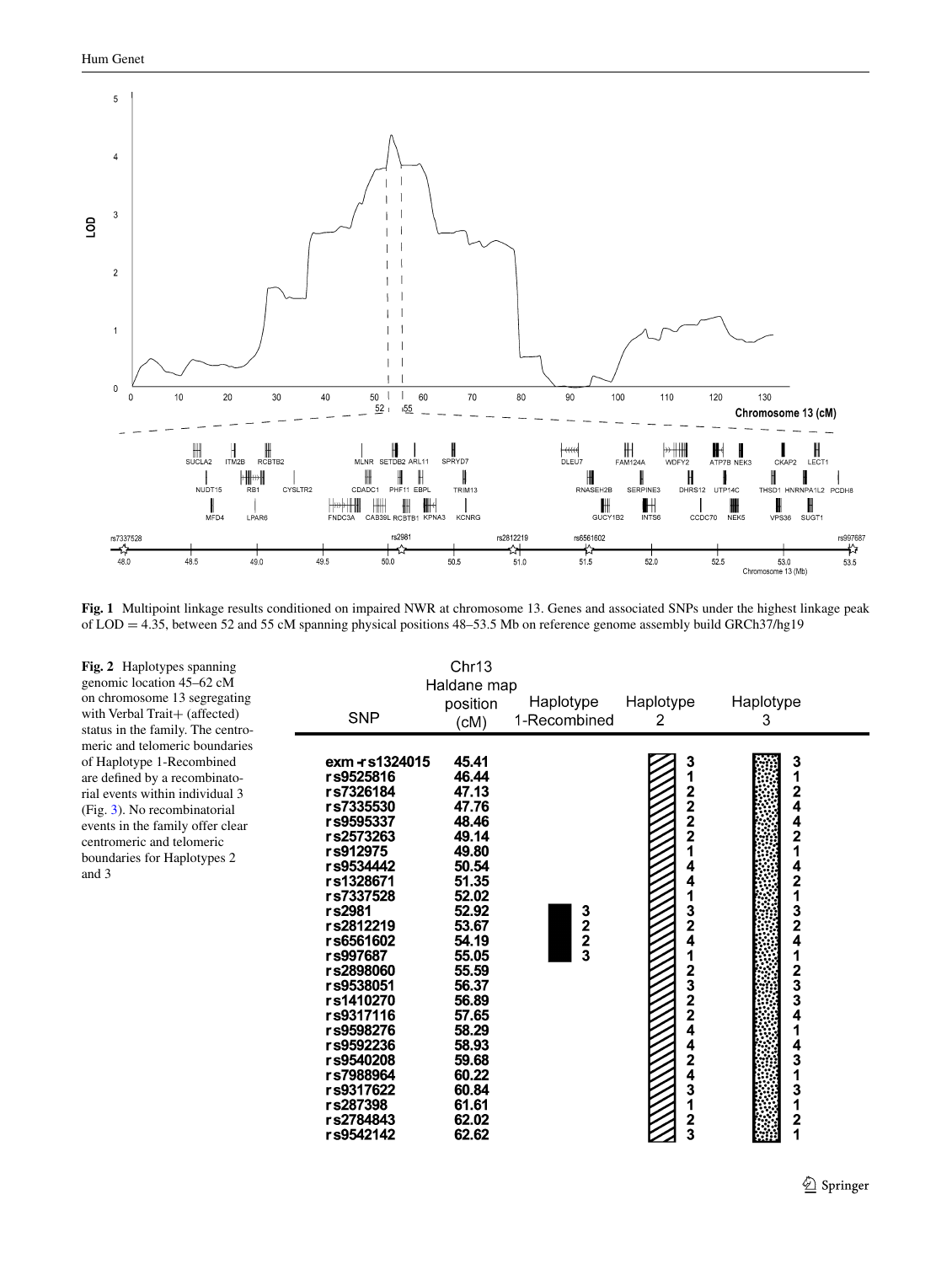**Fig. 1** Multipoint linkage results conditioned on impaired NWR at chromosome 13. Genes and associated SNPs under the highest linkage peak of LOD = 4.35, between 52 and 55 cM spanning physical positions 48–53.5 Mb on reference genome assembly build GRCh37/hg19

**Fig. 2** Haplotypes spanning genomic location 45–62 cM on chromosome 13 segregating with Verbal Trait+ (affected) status in the family. The centromeric and telomeric boundaries of Haplotype 1-Recombined are defined by a recombinatorial events within individual 3 (Fig. 3). No recombinatorial events in the family offer clear centromeric and telomeric boundaries for Haplotypes 2 and 3

| SNP | Chr13 Haldane map position (cM) | Haplotype 1-Recombined | Haplotype 2 | Haplotype 3 |
| --- | --- | --- | --- | --- |
| exm-rs1324015 | 45.41 | | 3 | 3 |
| rs9525816 | 46.44 | | 1 | 1 |
| rs7326184 | 47.13 | | 2 | 2 |
| rs7335530 | 47.76 | | 2 | 4 |
| rs9595337 | 48.46 | | 2 | 4 |
| rs2573263 | 49.14 | | 2 | 2 |
| rs912975 | 49.80 | | 1 | 1 |
| rs9534442 | 50.54 | | 4 | 4 |
| rs1328671 | 51.35 | | 4 | 2 |
| rs7337528 | 52.02 | | 1 | 1 |
| rs2981 | 52.92 | 3 | 3 | 3 |
| rs2812219 | 53.67 | 2 | 2 | 2 |
| rs6561602 | 54.19 | 2 | 4 | 4 |
| rs997687 | 55.05 | 3 | 1 | 1 |
| rs2898060 | 55.59 | | 2 | 2 |
| rs9538051 | 56.37 | | 3 | 3 |
| rs1410270 | 56.89 | | 2 | 3 |
| rs9317116 | 57.65 | | 2 | 4 |
| rs9598276 | 58.29 | | 4 | 1 |
| rs9592236 | 58.93 | | 4 | 4 |
| rs9540208 | 59.68 | | 2 | 3 |
| rs7988964 | 60.22 | | 4 | 1 |
| rs9317622 | 60.84 | | 3 | 3 |
| rs287398 | 61.61 | | 1 | 1 |
| rs2784843 | 62.02 | | 2 | 2 |
| rs9542142 | 62.62 | | 3 | 1 |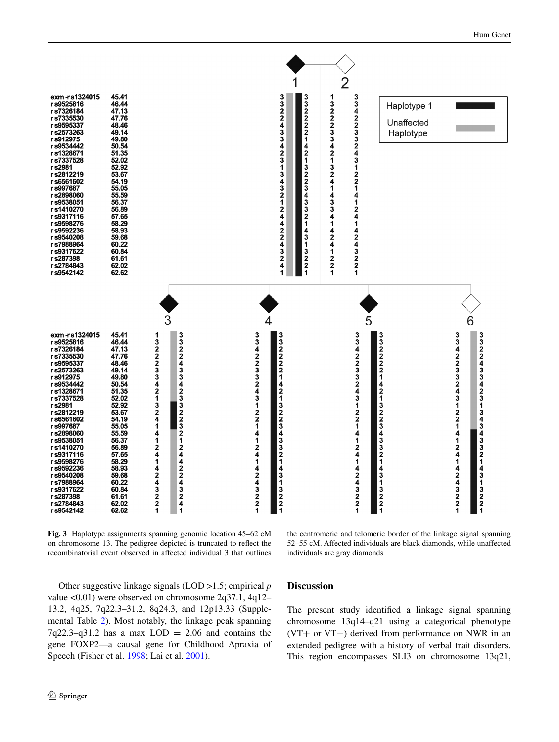Fig. 3 Haplotype assignments spanning genomic location 45–62 cM on chromosome 13. The pedigree depicted is truncated to reflect the recombinatorial event observed in affected individual 3 that outlines the centromeric and telomeric border of the linkage signal spanning 52–55 cM. Affected individuals are black diamonds, while unaffected individuals are gray diamonds

Other suggestive linkage signals (LOD >1.5; empirical *p* value <0.01) were observed on chromosome 2q37.1, 4q12–13.2, 4q25, 7q22.3–31.2, 8q24.3, and 12p13.33 (Supplemental Table 2). Most notably, the linkage peak spanning 7q22.3–q31.2 has a max LOD = 2.06 and contains the gene FOXP2—a causal gene for Childhood Apraxia of Speech (Fisher et al. 1998; Lai et al. 2001).

## Discussion

The present study identified a linkage signal spanning chromosome 13q14–q21 using a categorical phenotype (VT+ or VT−) derived from performance on NWR in an extended pedigree with a history of verbal trait disorders. This region encompasses SLI3 on chromosome 13q21,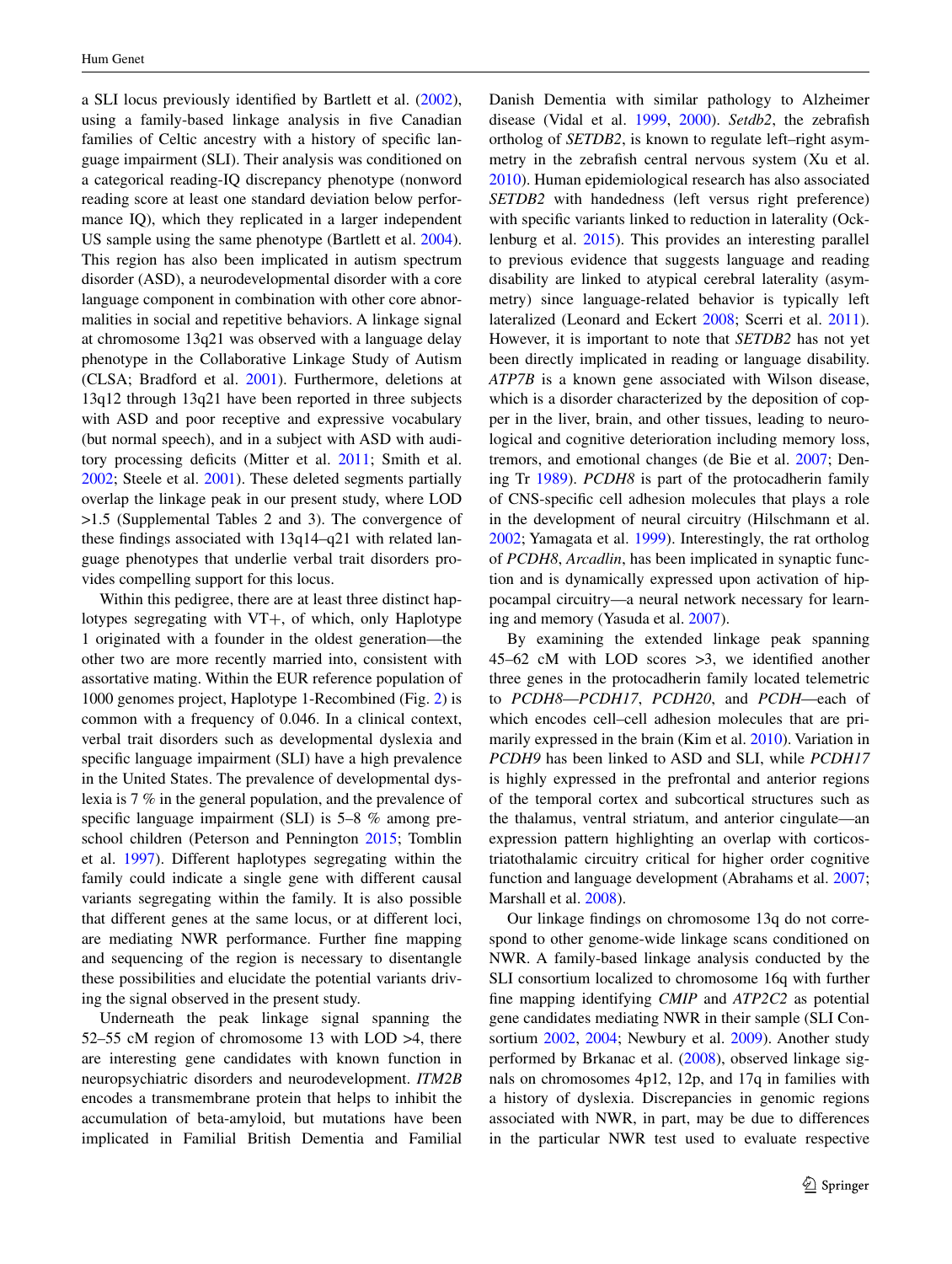a SLI locus previously identified by Bartlett et al. (2002), using a family-based linkage analysis in five Canadian families of Celtic ancestry with a history of specific language impairment (SLI). Their analysis was conditioned on a categorical reading-IQ discrepancy phenotype (nonword reading score at least one standard deviation below performance IQ), which they replicated in a larger independent US sample using the same phenotype (Bartlett et al. 2004). This region has also been implicated in autism spectrum disorder (ASD), a neurodevelopmental disorder with a core language component in combination with other core abnormalities in social and repetitive behaviors. A linkage signal at chromosome 13q21 was observed with a language delay phenotype in the Collaborative Linkage Study of Autism (CLSA; Bradford et al. 2001). Furthermore, deletions at 13q12 through 13q21 have been reported in three subjects with ASD and poor receptive and expressive vocabulary (but normal speech), and in a subject with ASD with auditory processing deficits (Mitter et al. 2011; Smith et al. 2002; Steele et al. 2001). These deleted segments partially overlap the linkage peak in our present study, where LOD >1.5 (Supplemental Tables 2 and 3). The convergence of these findings associated with 13q14–q21 with related language phenotypes that underlie verbal trait disorders provides compelling support for this locus.

Within this pedigree, there are at least three distinct haplotypes segregating with VT+, of which, only Haplotype 1 originated with a founder in the oldest generation—the other two are more recently married into, consistent with assortative mating. Within the EUR reference population of 1000 genomes project, Haplotype 1-Recombined (Fig. 2) is common with a frequency of 0.046. In a clinical context, verbal trait disorders such as developmental dyslexia and specific language impairment (SLI) have a high prevalence in the United States. The prevalence of developmental dyslexia is 7 % in the general population, and the prevalence of specific language impairment (SLI) is 5–8 % among preschool children (Peterson and Pennington 2015; Tomblin et al. 1997). Different haplotypes segregating within the family could indicate a single gene with different causal variants segregating within the family. It is also possible that different genes at the same locus, or at different loci, are mediating NWR performance. Further fine mapping and sequencing of the region is necessary to disentangle these possibilities and elucidate the potential variants driving the signal observed in the present study.

Underneath the peak linkage signal spanning the 52–55 cM region of chromosome 13 with LOD >4, there are interesting gene candidates with known function in neuropsychiatric disorders and neurodevelopment. *ITM2B* encodes a transmembrane protein that helps to inhibit the accumulation of beta-amyloid, but mutations have been implicated in Familial British Dementia and Familial Danish Dementia with similar pathology to Alzheimer disease (Vidal et al. 1999, 2000). *Setdb2*, the zebrafish ortholog of *SETDB2*, is known to regulate left–right asymmetry in the zebrafish central nervous system (Xu et al. 2010). Human epidemiological research has also associated *SETDB2* with handedness (left versus right preference) with specific variants linked to reduction in laterality (Ocklenburg et al. 2015). This provides an interesting parallel to previous evidence that suggests language and reading disability are linked to atypical cerebral laterality (asymmetry) since language-related behavior is typically left lateralized (Leonard and Eckert 2008; Scerri et al. 2011). However, it is important to note that *SETDB2* has not yet been directly implicated in reading or language disability. *ATP7B* is a known gene associated with Wilson disease, which is a disorder characterized by the deposition of copper in the liver, brain, and other tissues, leading to neurological and cognitive deterioration including memory loss, tremors, and emotional changes (de Bie et al. 2007; Dening Tr 1989). *PCDH8* is part of the protocadherin family of CNS-specific cell adhesion molecules that plays a role in the development of neural circuitry (Hilschmann et al. 2002; Yamagata et al. 1999). Interestingly, the rat ortholog of *PCDH8*, *Arcadlin*, has been implicated in synaptic function and is dynamically expressed upon activation of hippocampal circuitry—a neural network necessary for learning and memory (Yasuda et al. 2007).

By examining the extended linkage peak spanning 45–62 cM with LOD scores >3, we identified another three genes in the protocadherin family located telemetric to *PCDH8*—*PCDH17*, *PCDH20*, and *PCDH*—each of which encodes cell–cell adhesion molecules that are primarily expressed in the brain (Kim et al. 2010). Variation in *PCDH9* has been linked to ASD and SLI, while *PCDH17* is highly expressed in the prefrontal and anterior regions of the temporal cortex and subcortical structures such as the thalamus, ventral striatum, and anterior cingulate—an expression pattern highlighting an overlap with corticostriatothalamic circuitry critical for higher order cognitive function and language development (Abrahams et al. 2007; Marshall et al. 2008).

Our linkage findings on chromosome 13q do not correspond to other genome-wide linkage scans conditioned on NWR. A family-based linkage analysis conducted by the SLI consortium localized to chromosome 16q with further fine mapping identifying *CMIP* and *ATP2C2* as potential gene candidates mediating NWR in their sample (SLI Consortium 2002, 2004; Newbury et al. 2009). Another study performed by Brkanac et al. (2008), observed linkage signals on chromosomes 4p12, 12p, and 17q in families with a history of dyslexia. Discrepancies in genomic regions associated with NWR, in part, may be due to differences in the particular NWR test used to evaluate respective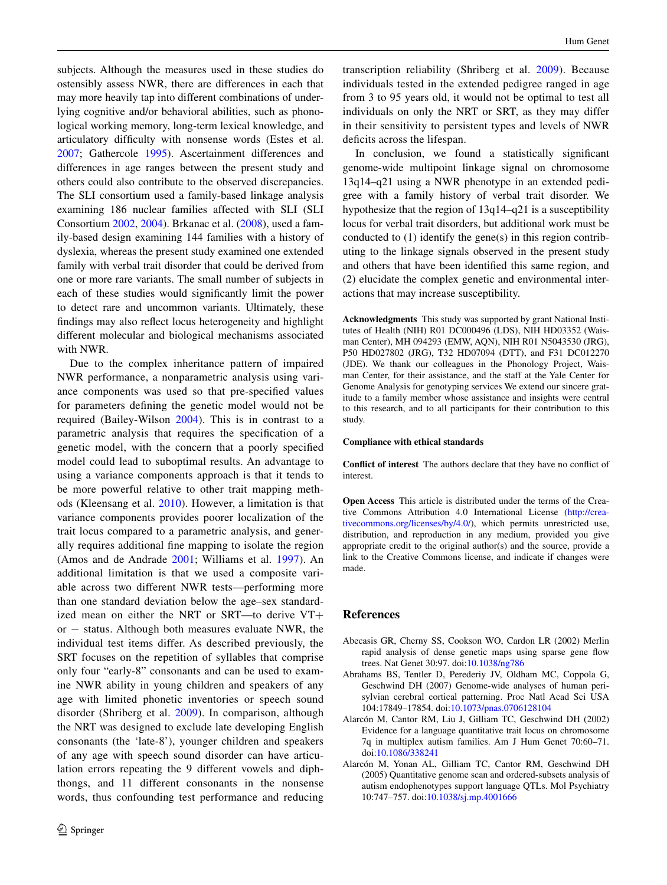subjects. Although the measures used in these studies do ostensibly assess NWR, there are differences in each that may more heavily tap into different combinations of underlying cognitive and/or behavioral abilities, such as phonological working memory, long-term lexical knowledge, and articulatory difficulty with nonsense words (Estes et al. 2007; Gathercole 1995). Ascertainment differences and differences in age ranges between the present study and others could also contribute to the observed discrepancies. The SLI consortium used a family-based linkage analysis examining 186 nuclear families affected with SLI (SLI Consortium 2002, 2004). Brkanac et al. (2008), used a family-based design examining 144 families with a history of dyslexia, whereas the present study examined one extended family with verbal trait disorder that could be derived from one or more rare variants. The small number of subjects in each of these studies would significantly limit the power to detect rare and uncommon variants. Ultimately, these findings may also reflect locus heterogeneity and highlight different molecular and biological mechanisms associated with NWR.

Due to the complex inheritance pattern of impaired NWR performance, a nonparametric analysis using variance components was used so that pre-specified values for parameters defining the genetic model would not be required (Bailey-Wilson 2004). This is in contrast to a parametric analysis that requires the specification of a genetic model, with the concern that a poorly specified model could lead to suboptimal results. An advantage to using a variance components approach is that it tends to be more powerful relative to other trait mapping methods (Kleensang et al. 2010). However, a limitation is that variance components provides poorer localization of the trait locus compared to a parametric analysis, and generally requires additional fine mapping to isolate the region (Amos and de Andrade 2001; Williams et al. 1997). An additional limitation is that we used a composite variable across two different NWR tests—performing more than one standard deviation below the age–sex standardized mean on either the NRT or SRT—to derive VT+ or − status. Although both measures evaluate NWR, the individual test items differ. As described previously, the SRT focuses on the repetition of syllables that comprise only four "early-8" consonants and can be used to examine NWR ability in young children and speakers of any age with limited phonetic inventories or speech sound disorder (Shriberg et al. 2009). In comparison, although the NRT was designed to exclude late developing English consonants (the 'late-8'), younger children and speakers of any age with speech sound disorder can have articulation errors repeating the 9 different vowels and diphthongs, and 11 different consonants in the nonsense words, thus confounding test performance and reducing transcription reliability (Shriberg et al. 2009). Because individuals tested in the extended pedigree ranged in age from 3 to 95 years old, it would not be optimal to test all individuals on only the NRT or SRT, as they may differ in their sensitivity to persistent types and levels of NWR deficits across the lifespan.

In conclusion, we found a statistically significant genome-wide multipoint linkage signal on chromosome 13q14–q21 using a NWR phenotype in an extended pedigree with a family history of verbal trait disorder. We hypothesize that the region of 13q14–q21 is a susceptibility locus for verbal trait disorders, but additional work must be conducted to (1) identify the gene(s) in this region contributing to the linkage signals observed in the present study and others that have been identified this same region, and (2) elucidate the complex genetic and environmental interactions that may increase susceptibility.

**Acknowledgments** This study was supported by grant National Institutes of Health (NIH) R01 DC000496 (LDS), NIH HD03352 (Waisman Center), MH 094293 (EMW, AQN), NIH R01 N5043530 (JRG), P50 HD027802 (JRG), T32 HD07094 (DTT), and F31 DC012270 (JDE). We thank our colleagues in the Phonology Project, Waisman Center, for their assistance, and the staff at the Yale Center for Genome Analysis for genotyping services We extend our sincere gratitude to a family member whose assistance and insights were central to this research, and to all participants for their contribution to this study.

**Compliance with ethical standards**

**Conflict of interest** The authors declare that they have no conflict of interest.

**Open Access** This article is distributed under the terms of the Creative Commons Attribution 4.0 International License (http://creativecommons.org/licenses/by/4.0/), which permits unrestricted use, distribution, and reproduction in any medium, provided you give appropriate credit to the original author(s) and the source, provide a link to the Creative Commons license, and indicate if changes were made.

## References

Abecasis GR, Cherny SS, Cookson WO, Cardon LR (2002) Merlin rapid analysis of dense genetic maps using sparse gene flow trees. Nat Genet 30:97. doi:10.1038/ng786

Abrahams BS, Tentler D, Perederiy JV, Oldham MC, Coppola G, Geschwind DH (2007) Genome-wide analyses of human perisylvian cerebral cortical patterning. Proc Natl Acad Sci USA 104:17849–17854. doi:10.1073/pnas.0706128104

Alarcón M, Cantor RM, Liu J, Gilliam TC, Geschwind DH (2002) Evidence for a language quantitative trait locus on chromosome 7q in multiplex autism families. Am J Hum Genet 70:60–71. doi:10.1086/338241

Alarcón M, Yonan AL, Gilliam TC, Cantor RM, Geschwind DH (2005) Quantitative genome scan and ordered-subsets analysis of autism endophenotypes support language QTLs. Mol Psychiatry 10:747–757. doi:10.1038/sj.mp.4001666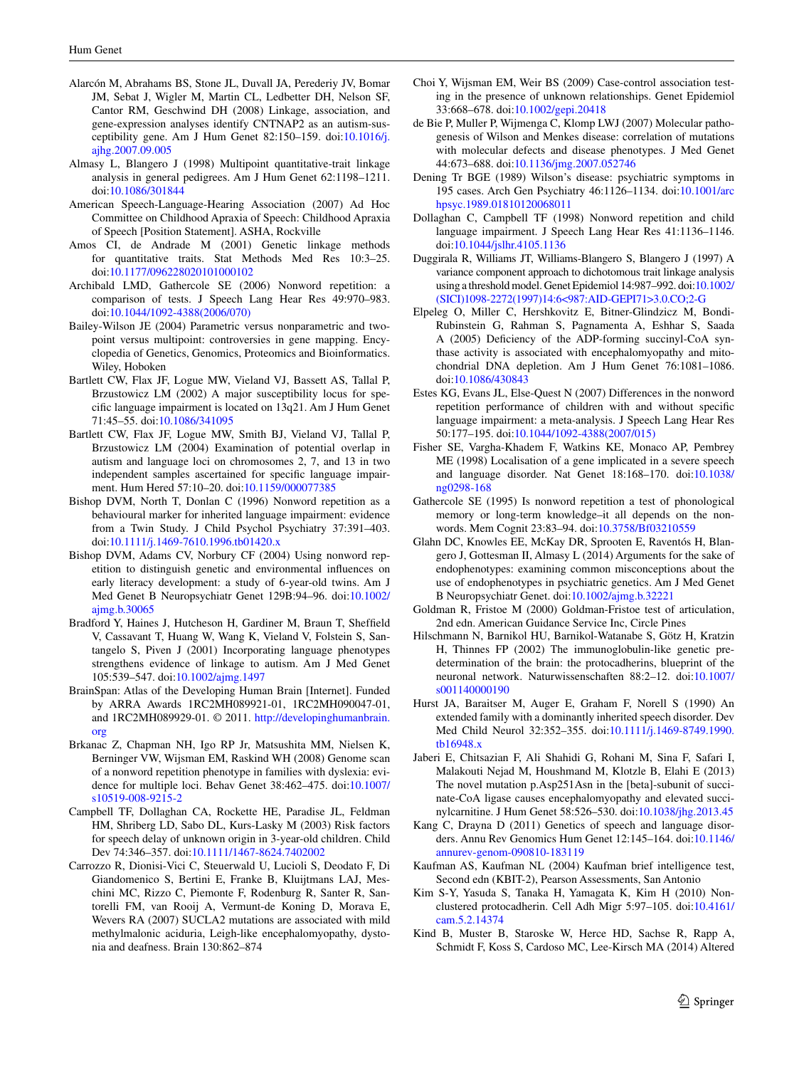Alarcón M, Abrahams BS, Stone JL, Duvall JA, Perederiy JV, Bomar JM, Sebat J, Wigler M, Martin CL, Ledbetter DH, Nelson SF, Cantor RM, Geschwind DH (2008) Linkage, association, and gene-expression analyses identify CNTNAP2 as an autism-susceptibility gene. Am J Hum Genet 82:150–159. doi:10.1016/j.ajhg.2007.09.005

Almasy L, Blangero J (1998) Multipoint quantitative-trait linkage analysis in general pedigrees. Am J Hum Genet 62:1198–1211. doi:10.1086/301844

American Speech-Language-Hearing Association (2007) Ad Hoc Committee on Childhood Apraxia of Speech: Childhood Apraxia of Speech [Position Statement]. ASHA, Rockville

Amos CI, de Andrade M (2001) Genetic linkage methods for quantitative traits. Stat Methods Med Res 10:3–25. doi:10.1177/096228020101000102

Archibald LMD, Gathercole SE (2006) Nonword repetition: a comparison of tests. J Speech Lang Hear Res 49:970–983. doi:10.1044/1092-4388(2006/070)

Bailey-Wilson JE (2004) Parametric versus nonparametric and two-point versus multipoint: controversies in gene mapping. Encyclopedia of Genetics, Genomics, Proteomics and Bioinformatics. Wiley, Hoboken

Bartlett CW, Flax JF, Logue MW, Vieland VJ, Bassett AS, Tallal P, Brzustowicz LM (2002) A major susceptibility locus for specific language impairment is located on 13q21. Am J Hum Genet 71:45–55. doi:10.1086/341095

Bartlett CW, Flax JF, Logue MW, Smith BJ, Vieland VJ, Tallal P, Brzustowicz LM (2004) Examination of potential overlap in autism and language loci on chromosomes 2, 7, and 13 in two independent samples ascertained for specific language impairment. Hum Hered 57:10–20. doi:10.1159/000077385

Bishop DVM, North T, Donlan C (1996) Nonword repetition as a behavioural marker for inherited language impairment: evidence from a Twin Study. J Child Psychol Psychiatry 37:391–403. doi:10.1111/j.1469-7610.1996.tb01420.x

Bishop DVM, Adams CV, Norbury CF (2004) Using nonword repetition to distinguish genetic and environmental influences on early literacy development: a study of 6-year-old twins. Am J Med Genet B Neuropsychiatr Genet 129B:94–96. doi:10.1002/ajmg.b.30065

Bradford Y, Haines J, Hutcheson H, Gardiner M, Braun T, Sheffield V, Cassavant T, Huang W, Wang K, Vieland V, Folstein S, Santangelo S, Piven J (2001) Incorporating language phenotypes strengthens evidence of linkage to autism. Am J Med Genet 105:539–547. doi:10.1002/ajmg.1497

BrainSpan: Atlas of the Developing Human Brain [Internet]. Funded by ARRA Awards 1RC2MH089921-01, 1RC2MH090047-01, and 1RC2MH089929-01. © 2011. http://developinghumanbrain.org

Brkanac Z, Chapman NH, Igo RP Jr, Matsushita MM, Nielsen K, Berninger VW, Wijsman EM, Raskind WH (2008) Genome scan of a nonword repetition phenotype in families with dyslexia: evidence for multiple loci. Behav Genet 38:462–475. doi:10.1007/s10519-008-9215-2

Campbell TF, Dollaghan CA, Rockette HE, Paradise JL, Feldman HM, Shriberg LD, Sabo DL, Kurs-Lasky M (2003) Risk factors for speech delay of unknown origin in 3-year-old children. Child Dev 74:346–357. doi:10.1111/1467-8624.7402002

Carrozzo R, Dionisi-Vici C, Steuerwald U, Lucioli S, Deodato F, Di Giandomenico S, Bertini E, Franke B, Kluijtmans LAJ, Meschini MC, Rizzo C, Piemonte F, Rodenburg R, Santer R, Santorelli FM, van Rooij A, Vermunt-de Koning D, Morava E, Wevers RA (2007) SUCLA2 mutations are associated with mild methylmalonic aciduria, Leigh-like encephalomyopathy, dystonia and deafness. Brain 130:862–874

Choi Y, Wijsman EM, Weir BS (2009) Case-control association testing in the presence of unknown relationships. Genet Epidemiol 33:668–678. doi:10.1002/gepi.20418

de Bie P, Muller P, Wijmenga C, Klomp LWJ (2007) Molecular pathogenesis of Wilson and Menkes disease: correlation of mutations with molecular defects and disease phenotypes. J Med Genet 44:673–688. doi:10.1136/jmg.2007.052746

Dening Tr BGE (1989) Wilson's disease: psychiatric symptoms in 195 cases. Arch Gen Psychiatry 46:1126–1134. doi:10.1001/archpsyc.1989.01810120068011

Dollaghan C, Campbell TF (1998) Nonword repetition and child language impairment. J Speech Lang Hear Res 41:1136–1146. doi:10.1044/jslhr.4105.1136

Duggirala R, Williams JT, Williams-Blangero S, Blangero J (1997) A variance component approach to dichotomous trait linkage analysis using a threshold model. Genet Epidemiol 14:987–992. doi:10.1002/(SICI)1098-2272(1997)14:6<987::AID-GEPI71>3.0.CO;2-G

Elpeleg O, Miller C, Hershkovitz E, Bitner-Glindzicz M, Bondi-Rubinstein G, Rahman S, Pagnamenta A, Eshhar S, Saada A (2005) Deficiency of the ADP-forming succinyl-CoA synthase activity is associated with encephalomyopathy and mitochondrial DNA depletion. Am J Hum Genet 76:1081–1086. doi:10.1086/430843

Estes KG, Evans JL, Else-Quest N (2007) Differences in the nonword repetition performance of children with and without specific language impairment: a meta-analysis. J Speech Lang Hear Res 50:177–195. doi:10.1044/1092-4388(2007/015)

Fisher SE, Vargha-Khadem F, Watkins KE, Monaco AP, Pembrey ME (1998) Localisation of a gene implicated in a severe speech and language disorder. Nat Genet 18:168–170. doi:10.1038/ng0298-168

Gathercole SE (1995) Is nonword repetition a test of phonological memory or long-term knowledge–it all depends on the nonwords. Mem Cognit 23:83–94. doi:10.3758/Bf03210559

Glahn DC, Knowles EE, McKay DR, Sprooten E, Raventós H, Blangero J, Gottesman II, Almasy L (2014) Arguments for the sake of endophenotypes: examining common misconceptions about the use of endophenotypes in psychiatric genetics. Am J Med Genet B Neuropsychiatr Genet. doi:10.1002/ajmg.b.32221

Goldman R, Fristoe M (2000) Goldman-Fristoe test of articulation, 2nd edn. American Guidance Service Inc, Circle Pines

Hilschmann N, Barnikol HU, Barnikol-Watanabe S, Götz H, Kratzin H, Thinnes FP (2002) The immunoglobulin-like genetic predetermination of the brain: the protocadherins, blueprint of the neuronal network. Naturwissenschaften 88:2–12. doi:10.1007/s001140000190

Hurst JA, Baraitser M, Auger E, Graham F, Norell S (1990) An extended family with a dominantly inherited speech disorder. Dev Med Child Neurol 32:352–355. doi:10.1111/j.1469-8749.1990.tb16948.x

Jaberi E, Chitsazian F, Ali Shahidi G, Rohani M, Sina F, Safari I, Malakouti Nejad M, Houshmand M, Klotzle B, Elahi E (2013) The novel mutation p.Asp251Asn in the [beta]-subunit of succinate-CoA ligase causes encephalomyopathy and elevated succinylcarnitine. J Hum Genet 58:526–530. doi:10.1038/jhg.2013.45

Kang C, Drayna D (2011) Genetics of speech and language disorders. Annu Rev Genomics Hum Genet 12:145–164. doi:10.1146/annurev-genom-090810-183119

Kaufman AS, Kaufman NL (2004) Kaufman brief intelligence test, Second edn (KBIT-2), Pearson Assessments, San Antonio

Kim S-Y, Yasuda S, Tanaka H, Yamagata K, Kim H (2010) Non-clustered protocadherin. Cell Adh Migr 5:97–105. doi:10.4161/cam.5.2.14374

Kind B, Muster B, Staroske W, Herce HD, Sachse R, Rapp A, Schmidt F, Koss S, Cardoso MC, Lee-Kirsch MA (2014) Altered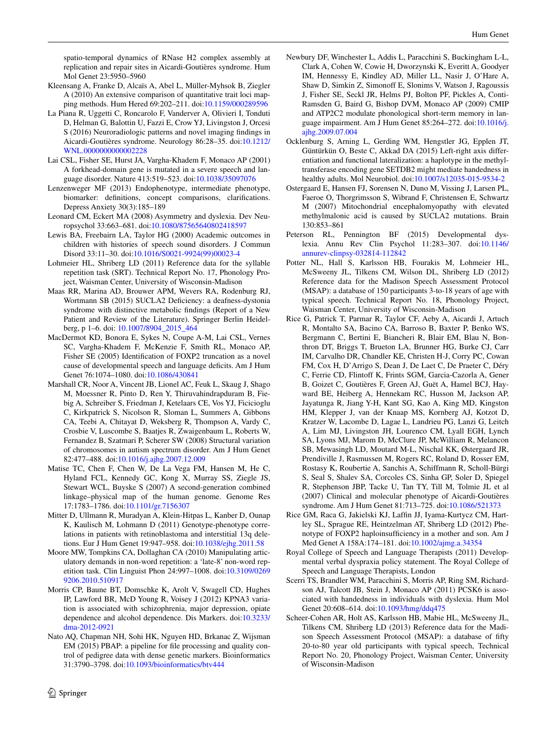spatio-temporal dynamics of RNase H2 complex assembly at replication and repair sites in Aicardi-Goutières syndrome. Hum Mol Genet 23:5950–5960

Kleensang A, Franke D, Alcaïs A, Abel L, Müller-Myhsok B, Ziegler A (2010) An extensive comparison of quantitative trait loci mapping methods. Hum Hered 69:202–211. doi:10.1159/000289596

La Piana R, Uggetti C, Roncarolo F, Vanderver A, Olivieri I, Tonduti D, Helman G, Balottin U, Fazzi E, Crow YJ, Livingston J, Orcesi S (2016) Neuroradiologic patterns and novel imaging findings in Aicardi-Goutières syndrome. Neurology 86:28–35. doi:10.1212/WNL.0000000000002228

Lai CSL, Fisher SE, Hurst JA, Vargha-Khadem F, Monaco AP (2001) A forkhead-domain gene is mutated in a severe speech and language disorder. Nature 413:519–523. doi:10.1038/35097076

Lenzenweger MF (2013) Endophenotype, intermediate phenotype, biomarker: definitions, concept comparisons, clarifications. Depress Anxiety 30(3):185–189

Leonard CM, Eckert MA (2008) Asymmetry and dyslexia. Dev Neuropsychol 33:663–681. doi:10.1080/87565640802418597

Lewis BA, Freebairn LA, Taylor HG (2000) Academic outcomes in children with histories of speech sound disorders. J Commun Disord 33:11–30. doi:10.1016/S0021-9924(99)00023-4

Lohmeier HL, Shriberg LD (2011) Reference data for the syllable repetition task (SRT). Technical Report No. 17, Phonology Project, Waisman Center, University of Wisconsin-Madison

Maas RR, Marina AD, Brouwer APM, Wevers RA, Rodenburg RJ, Wortmann SB (2015) SUCLA2 Deficiency: a deafness-dystonia syndrome with distinctive metabolic findings (Report of a New Patient and Review of the Literature). Springer Berlin Heidelberg, p 1–6. doi: 10.1007/8904_2015_464

MacDermot KD, Bonora E, Sykes N, Coupe A-M, Lai CSL, Vernes SC, Vargha-Khadem F, McKenzie F, Smith RL, Monaco AP, Fisher SE (2005) Identification of FOXP2 truncation as a novel cause of developmental speech and language deficits. Am J Hum Genet 76:1074–1080. doi:10.1086/430841

Marshall CR, Noor A, Vincent JB, Lionel AC, Feuk L, Skaug J, Shago M, Moessner R, Pinto D, Ren Y, Thiruvahindrapduram B, Fiebig A, Schreiber S, Friedman J, Ketelaars CE, Vos YJ, Ficicioglu C, Kirkpatrick S, Nicolson R, Sloman L, Summers A, Gibbons CA, Teebi A, Chitayat D, Weksberg R, Thompson A, Vardy C, Crosbie V, Luscombe S, Baatjes R, Zwaigenbaum L, Roberts W, Fernandez B, Szatmari P, Scherer SW (2008) Structural variation of chromosomes in autism spectrum disorder. Am J Hum Genet 82:477–488. doi:10.1016/j.ajhg.2007.12.009

Matise TC, Chen F, Chen W, De La Vega FM, Hansen M, He C, Hyland FCL, Kennedy GC, Kong X, Murray SS, Ziegle JS, Stewart WCL, Buyske S (2007) A second-generation combined linkage–physical map of the human genome. Genome Res 17:1783–1786. doi:10.1101/gr.7156307

Mitter D, Ullmann R, Muradyan A, Klein-Hitpas L, Kanber D, Ounap K, Kaulisch M, Lohmann D (2011) Genotype-phenotype correlations in patients with retinoblastoma and interstitial 13q deletions. Eur J Hum Genet 19:947–958. doi:10.1038/ejhg.2011.58

Moore MW, Tompkins CA, Dollaghan CA (2010) Manipulating articulatory demands in non-word repetition: a 'late-8' non-word repetition task. Clin Linguist Phon 24:997–1008. doi:10.3109/02699206.2010.510917

Morris CP, Baune BT, Domschke K, Arolt V, Swagell CD, Hughes IP, Lawford BR, McD Young R, Voisey J (2012) KPNA3 variation is associated with schizophrenia, major depression, opiate dependence and alcohol dependence. Dis Markers. doi:10.3233/dma-2012-0921

Nato AQ, Chapman NH, Sohi HK, Nguyen HD, Brkanac Z, Wijsman EM (2015) PBAP: a pipeline for file processing and quality control of pedigree data with dense genetic markers. Bioinformatics 31:3790–3798. doi:10.1093/bioinformatics/btv444

Newbury DF, Winchester L, Addis L, Paracchini S, Buckingham L-L, Clark A, Cohen W, Cowie H, Dworzynski K, Everitt A, Goodyer IM, Hennessy E, Kindley AD, Miller LL, Nasir J, O'Hare A, Shaw D, Simkin Z, Simonoff E, Slonims V, Watson J, Ragoussis J, Fisher SE, Seckl JR, Helms PJ, Bolton PF, Pickles A, Conti-Ramsden G, Baird G, Bishop DVM, Monaco AP (2009) CMIP and ATP2C2 modulate phonological short-term memory in language impairment. Am J Hum Genet 85:264–272. doi:10.1016/j.ajhg.2009.07.004

Ocklenburg S, Arning L, Gerding WM, Hengstler JG, Epplen JT, Güntürkün O, Beste C, Akkad DA (2015) Left-right axis differentiation and functional lateralization: a haplotype in the methyltransferase encoding gene SETDB2 might mediate handedness in healthy adults. Mol Neurobiol. doi:10.1007/s12035-015-9534-2

Ostergaard E, Hansen FJ, Sorensen N, Duno M, Vissing J, Larsen PL, Faeroe O, Thorgrimsson S, Wibrand F, Christensen E, Schwartz M (2007) Mitochondrial encephalomyopathy with elevated methylmalonic acid is caused by SUCLA2 mutations. Brain 130:853–861

Peterson RL, Pennington BF (2015) Developmental dyslexia. Annu Rev Clin Psychol 11:283–307. doi:10.1146/annurev-clinpsy-032814-112842

Potter NL, Hall S, Karlsson HB, Fourakis M, Lohmeier HL, McSweeny JL, Tilkens CM, Wilson DL, Shriberg LD (2012) Reference data for the Madison Speech Assessment Protocol (MSAP): a database of 150 participants 3-to-18 years of age with typical speech. Technical Report No. 18, Phonology Project, Waisman Center, University of Wisconsin-Madison

Rice GI, Patrick T, Parmar R, Taylor CF, Aeby A, Aicardi J, Artuch R, Montalto SA, Bacino CA, Barroso B, Baxter P, Benko WS, Bergmann C, Bertini E, Biancheri R, Blair EM, Blau N, Bonthron DT, Briggs T, Brueton LA, Brunner HG, Burke CJ, Carr IM, Carvalho DR, Chandler KE, Christen H-J, Corry PC, Cowan FM, Cox H, D'Arrigo S, Dean J, De Laet C, De Praeter C, Déry C, Ferrie CD, Flintoff K, Frints SGM, Garcia-Cazorla A, Gener B, Goizet C, Goutières F, Green AJ, Guët A, Hamel BCJ, Hayward BE, Heiberg A, Hennekam RC, Husson M, Jackson AP, Jayatunga R, Jiang Y-H, Kant SG, Kao A, King MD, Kingston HM, Klepper J, van der Knaap MS, Kornberg AJ, Kotzot D, Kratzer W, Lacombe D, Lagae L, Landrieu PG, Lanzi G, Leitch A, Lim MJ, Livingston JH, Lourenco CM, Lyall EGH, Lynch SA, Lyons MJ, Marom D, McClure JP, McWilliam R, Melancon SB, Mewasingh LD, Moutard M-L, Nischal KK, Østergaard JR, Prendiville J, Rasmussen M, Rogers RC, Roland D, Rosser EM, Rostasy K, Roubertie A, Sanchis A, Schiffmann R, Scholl-Bürgi S, Seal S, Shalev SA, Corcoles CS, Sinha GP, Soler D, Spiegel R, Stephenson JBP, Tacke U, Tan TY, Till M, Tolmie JL et al (2007) Clinical and molecular phenotype of Aicardi-Goutières syndrome. Am J Hum Genet 81:713–725. doi:10.1086/521373

Rice GM, Raca G, Jakielski KJ, Laffin JJ, Iyama-Kurtycz CM, Hartley SL, Sprague RE, Heintzelman AT, Shriberg LD (2012) Phenotype of FOXP2 haploinsufficiency in a mother and son. Am J Med Genet A 158A:174–181. doi:10.1002/ajmg.a.34354

Royal College of Speech and Language Therapists (2011) Developmental verbal dyspraxia policy statement. The Royal College of Speech and Language Therapists, London

Scerri TS, Brandler WM, Paracchini S, Morris AP, Ring SM, Richardson AJ, Talcott JB, Stein J, Monaco AP (2011) PCSK6 is associated with handedness in individuals with dyslexia. Hum Mol Genet 20:608–614. doi:10.1093/hmg/ddq475

Scheer-Cohen AR, Holt AS, Karlsson HB, Mabie HL, McSweeny JL, Tilkens CM, Shriberg LD (2013) Reference data for the Madison Speech Assessment Protocol (MSAP): a database of fifty 20-to-80 year old participants with typical speech, Technical Report No. 20, Phonology Project, Waisman Center, University of Wisconsin-Madison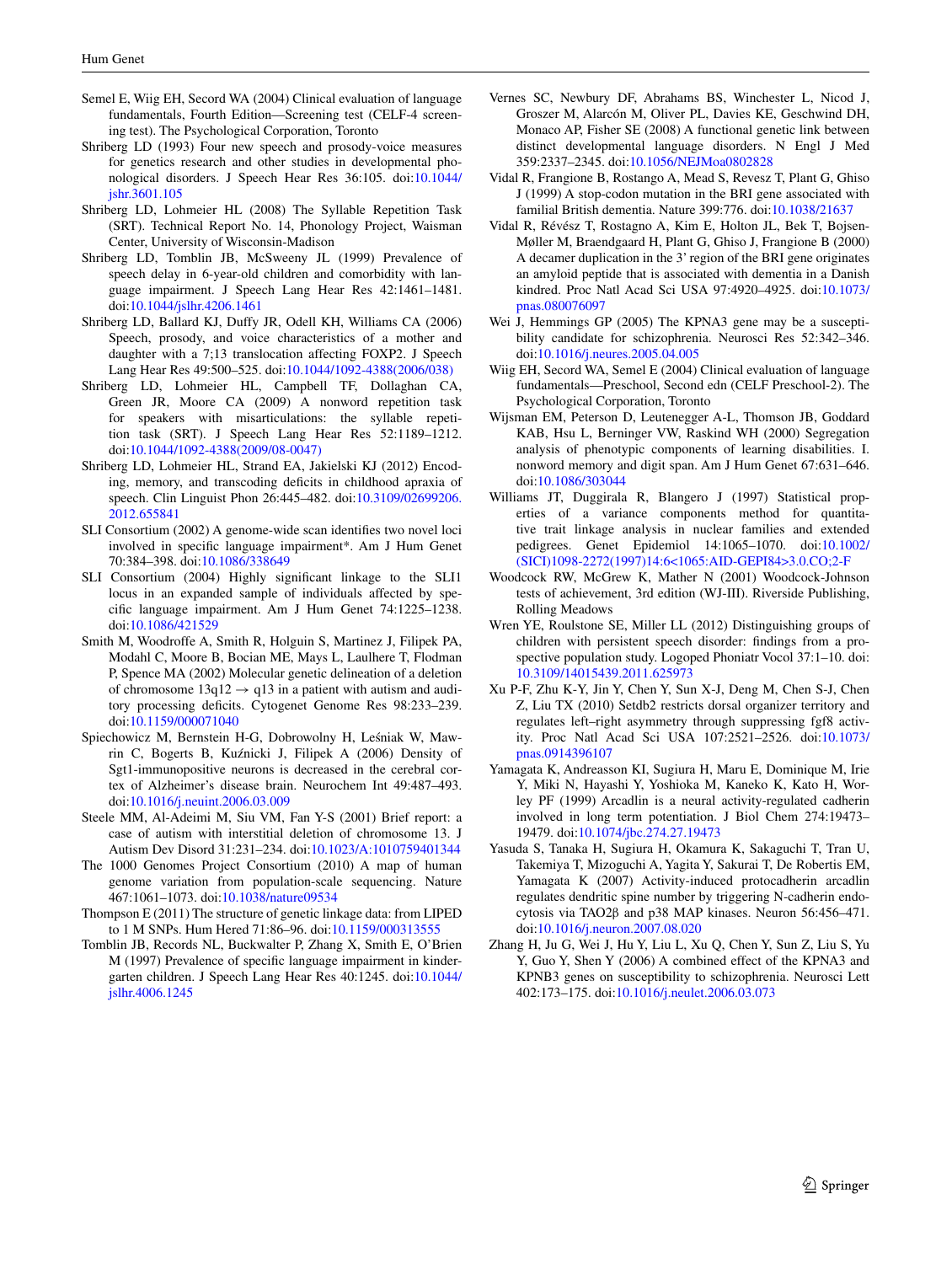Semel E, Wiig EH, Secord WA (2004) Clinical evaluation of language fundamentals, Fourth Edition—Screening test (CELF-4 screening test). The Psychological Corporation, Toronto

Shriberg LD (1993) Four new speech and prosody-voice measures for genetics research and other studies in developmental phonological disorders. J Speech Hear Res 36:105. doi:10.1044/jshr.3601.105

Shriberg LD, Lohmeier HL (2008) The Syllable Repetition Task (SRT). Technical Report No. 14, Phonology Project, Waisman Center, University of Wisconsin-Madison

Shriberg LD, Tomblin JB, McSweeny JL (1999) Prevalence of speech delay in 6-year-old children and comorbidity with language impairment. J Speech Lang Hear Res 42:1461–1481. doi:10.1044/jslhr.4206.1461

Shriberg LD, Ballard KJ, Duffy JR, Odell KH, Williams CA (2006) Speech, prosody, and voice characteristics of a mother and daughter with a 7;13 translocation affecting FOXP2. J Speech Lang Hear Res 49:500–525. doi:10.1044/1092-4388(2006/038)

Shriberg LD, Lohmeier HL, Campbell TF, Dollaghan CA, Green JR, Moore CA (2009) A nonword repetition task for speakers with misarticulations: the syllable repetition task (SRT). J Speech Lang Hear Res 52:1189–1212. doi:10.1044/1092-4388(2009/08-0047)

Shriberg LD, Lohmeier HL, Strand EA, Jakielski KJ (2012) Encoding, memory, and transcoding deficits in childhood apraxia of speech. Clin Linguist Phon 26:445–482. doi:10.3109/02699206.2012.655841

SLI Consortium (2002) A genome-wide scan identifies two novel loci involved in specific language impairment*. Am J Hum Genet 70:384–398. doi:10.1086/338649

SLI Consortium (2004) Highly significant linkage to the SLI1 locus in an expanded sample of individuals affected by specific language impairment. Am J Hum Genet 74:1225–1238. doi:10.1086/421529

Smith M, Woodroffe A, Smith R, Holguin S, Martinez J, Filipek PA, Modahl C, Moore B, Bocian ME, Mays L, Laulhere T, Flodman P, Spence MA (2002) Molecular genetic delineation of a deletion of chromosome 13q12 → q13 in a patient with autism and auditory processing deficits. Cytogenet Genome Res 98:233–239. doi:10.1159/000071040

Spiechowicz M, Bernstein H-G, Dobrowolny H, Leśniak W, Mawrin C, Bogerts B, Kuźnicki J, Filipek A (2006) Density of Sgt1-immunopositive neurons is decreased in the cerebral cortex of Alzheimer's disease brain. Neurochem Int 49:487–493. doi:10.1016/j.neuint.2006.03.009

Steele MM, Al-Adeimi M, Siu VM, Fan Y-S (2001) Brief report: a case of autism with interstitial deletion of chromosome 13. J Autism Dev Disord 31:231–234. doi:10.1023/A:1010759401344

The 1000 Genomes Project Consortium (2010) A map of human genome variation from population-scale sequencing. Nature 467:1061–1073. doi:10.1038/nature09534

Thompson E (2011) The structure of genetic linkage data: from LIPED to 1 M SNPs. Hum Hered 71:86–96. doi:10.1159/000313555

Tomblin JB, Records NL, Buckwalter P, Zhang X, Smith E, O'Brien M (1997) Prevalence of specific language impairment in kindergarten children. J Speech Lang Hear Res 40:1245. doi:10.1044/jslhr.4006.1245

Vernes SC, Newbury DF, Abrahams BS, Winchester L, Nicod J, Groszer M, Alarcón M, Oliver PL, Davies KE, Geschwind DH, Monaco AP, Fisher SE (2008) A functional genetic link between distinct developmental language disorders. N Engl J Med 359:2337–2345. doi:10.1056/NEJMoa0802828

Vidal R, Frangione B, Rostango A, Mead S, Revesz T, Plant G, Ghiso J (1999) A stop-codon mutation in the BRI gene associated with familial British dementia. Nature 399:776. doi:10.1038/21637

Vidal R, Révész T, Rostagno A, Kim E, Holton JL, Bek T, Bojsen-Møller M, Braendgaard H, Plant G, Ghiso J, Frangione B (2000) A decamer duplication in the 3' region of the BRI gene originates an amyloid peptide that is associated with dementia in a Danish kindred. Proc Natl Acad Sci USA 97:4920–4925. doi:10.1073/pnas.080076097

Wei J, Hemmings GP (2005) The KPNA3 gene may be a susceptibility candidate for schizophrenia. Neurosci Res 52:342–346. doi:10.1016/j.neures.2005.04.005

Wiig EH, Secord WA, Semel E (2004) Clinical evaluation of language fundamentals—Preschool, Second edn (CELF Preschool-2). The Psychological Corporation, Toronto

Wijsman EM, Peterson D, Leutenegger A-L, Thomson JB, Goddard KAB, Hsu L, Berninger VW, Raskind WH (2000) Segregation analysis of phenotypic components of learning disabilities. I. nonword memory and digit span. Am J Hum Genet 67:631–646. doi:10.1086/303044

Williams JT, Duggirala R, Blangero J (1997) Statistical properties of a variance components method for quantitative trait linkage analysis in nuclear families and extended pedigrees. Genet Epidemiol 14:1065–1070. doi:10.1002/(SICI)1098-2272(1997)14:6<1065:AID-GEPI84>3.0.CO;2-F

Woodcock RW, McGrew K, Mather N (2001) Woodcock-Johnson tests of achievement, 3rd edition (WJ-III). Riverside Publishing, Rolling Meadows

Wren YE, Roulstone SE, Miller LL (2012) Distinguishing groups of children with persistent speech disorder: findings from a prospective population study. Logoped Phoniatr Vocol 37:1–10. doi:10.3109/14015439.2011.625973

Xu P-F, Zhu K-Y, Jin Y, Chen Y, Sun X-J, Deng M, Chen S-J, Chen Z, Liu TX (2010) Setdb2 restricts dorsal organizer territory and regulates left–right asymmetry through suppressing fgf8 activity. Proc Natl Acad Sci USA 107:2521–2526. doi:10.1073/pnas.0914396107

Yamagata K, Andreasson KI, Sugiura H, Maru E, Dominique M, Irie Y, Miki N, Hayashi Y, Yoshioka M, Kaneko K, Kato H, Worley PF (1999) Arcadlin is a neural activity-regulated cadherin involved in long term potentiation. J Biol Chem 274:19473–19479. doi:10.1074/jbc.274.27.19473

Yasuda S, Tanaka H, Sugiura H, Okamura K, Sakaguchi T, Tran U, Takemiya T, Mizoguchi A, Yagita Y, Sakurai T, De Robertis EM, Yamagata K (2007) Activity-induced protocadherin arcadlin regulates dendritic spine number by triggering N-cadherin endocytosis via TAO2β and p38 MAP kinases. Neuron 56:456–471. doi:10.1016/j.neuron.2007.08.020

Zhang H, Ju G, Wei J, Hu Y, Liu L, Xu Q, Chen Y, Sun Z, Liu S, Yu Y, Guo Y, Shen Y (2006) A combined effect of the KPNA3 and KPNB3 genes on susceptibility to schizophrenia. Neurosci Lett 402:173–175. doi:10.1016/j.neulet.2006.03.073